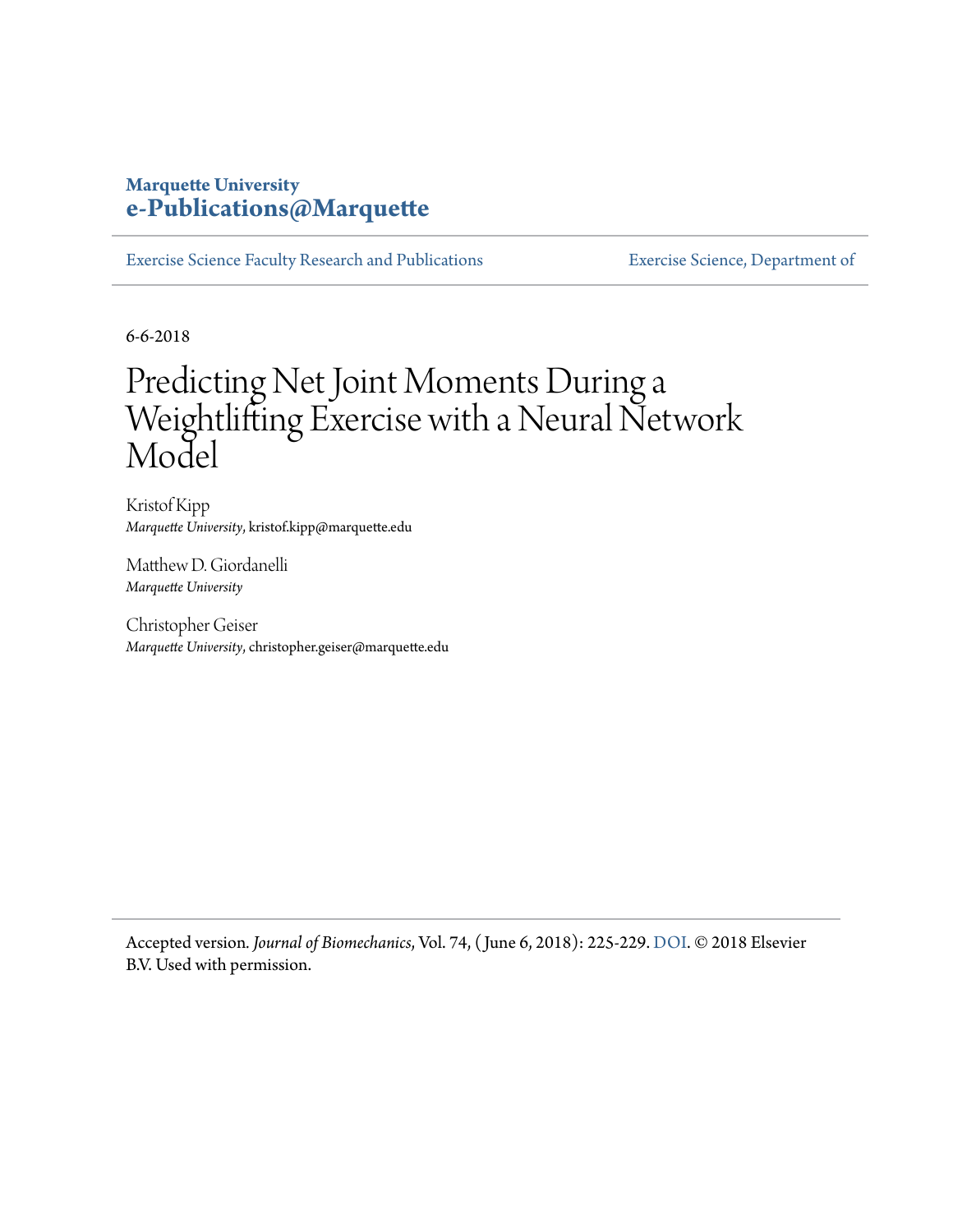**Marquette University**
**e-Publications@Marquette**

Exercise Science Faculty Research and Publications | Exercise Science, Department of

6-6-2018

# Predicting Net Joint Moments During a Weightlifting Exercise with a Neural Network Model

Kristof Kipp
*Marquette University*, kristof.kipp@marquette.edu

Matthew D. Giordanelli
*Marquette University*

Christopher Geiser
*Marquette University*, christopher.geiser@marquette.edu

Accepted version. *Journal of Biomechanics*, Vol. 74, (June 6, 2018): 225-229. DOI. © 2018 Elsevier B.V. Used with permission.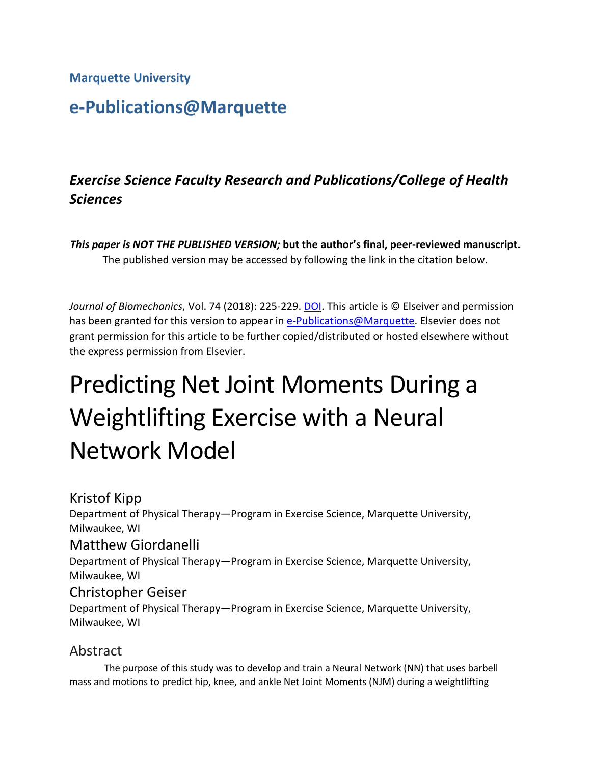**Marquette University**

## e-Publications@Marquette

### *Exercise Science Faculty Research and Publications/College of Health Sciences*

***This paper is NOT THE PUBLISHED VERSION;* but the author's final, peer-reviewed manuscript.** The published version may be accessed by following the link in the citation below.

*Journal of Biomechanics*, Vol. 74 (2018): 225-229. DOI. This article is © Elseiver and permission has been granted for this version to appear in e-Publications@Marquette. Elsevier does not grant permission for this article to be further copied/distributed or hosted elsewhere without the express permission from Elsevier.

# Predicting Net Joint Moments During a Weightlifting Exercise with a Neural Network Model

Kristof Kipp
Department of Physical Therapy—Program in Exercise Science, Marquette University, Milwaukee, WI

Matthew Giordanelli
Department of Physical Therapy—Program in Exercise Science, Marquette University, Milwaukee, WI

Christopher Geiser
Department of Physical Therapy—Program in Exercise Science, Marquette University, Milwaukee, WI

## Abstract

The purpose of this study was to develop and train a Neural Network (NN) that uses barbell mass and motions to predict hip, knee, and ankle Net Joint Moments (NJM) during a weightlifting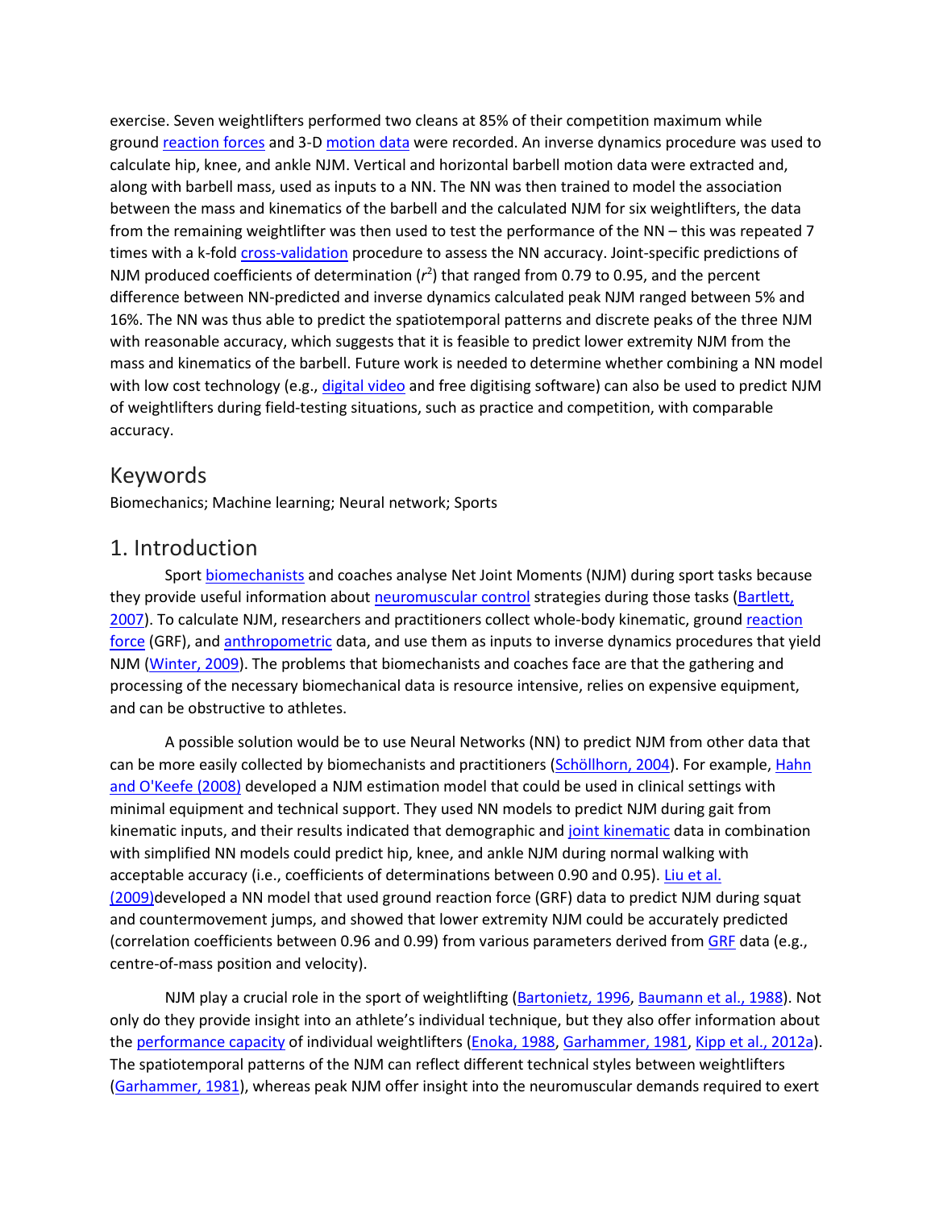exercise. Seven weightlifters performed two cleans at 85% of their competition maximum while ground reaction forces and 3-D motion data were recorded. An inverse dynamics procedure was used to calculate hip, knee, and ankle NJM. Vertical and horizontal barbell motion data were extracted and, along with barbell mass, used as inputs to a NN. The NN was then trained to model the association between the mass and kinematics of the barbell and the calculated NJM for six weightlifters, the data from the remaining weightlifter was then used to test the performance of the NN – this was repeated 7 times with a k-fold cross-validation procedure to assess the NN accuracy. Joint-specific predictions of NJM produced coefficients of determination ($r^2$) that ranged from 0.79 to 0.95, and the percent difference between NN-predicted and inverse dynamics calculated peak NJM ranged between 5% and 16%. The NN was thus able to predict the spatiotemporal patterns and discrete peaks of the three NJM with reasonable accuracy, which suggests that it is feasible to predict lower extremity NJM from the mass and kinematics of the barbell. Future work is needed to determine whether combining a NN model with low cost technology (e.g., digital video and free digitising software) can also be used to predict NJM of weightlifters during field-testing situations, such as practice and competition, with comparable accuracy.

## Keywords

Biomechanics; Machine learning; Neural network; Sports

## 1. Introduction

Sport biomechanists and coaches analyse Net Joint Moments (NJM) during sport tasks because they provide useful information about neuromuscular control strategies during those tasks (Bartlett, 2007). To calculate NJM, researchers and practitioners collect whole-body kinematic, ground reaction force (GRF), and anthropometric data, and use them as inputs to inverse dynamics procedures that yield NJM (Winter, 2009). The problems that biomechanists and coaches face are that the gathering and processing of the necessary biomechanical data is resource intensive, relies on expensive equipment, and can be obstructive to athletes.

A possible solution would be to use Neural Networks (NN) to predict NJM from other data that can be more easily collected by biomechanists and practitioners (Schöllhorn, 2004). For example, Hahn and O'Keefe (2008) developed a NJM estimation model that could be used in clinical settings with minimal equipment and technical support. They used NN models to predict NJM during gait from kinematic inputs, and their results indicated that demographic and joint kinematic data in combination with simplified NN models could predict hip, knee, and ankle NJM during normal walking with acceptable accuracy (i.e., coefficients of determinations between 0.90 and 0.95). Liu et al. (2009)developed a NN model that used ground reaction force (GRF) data to predict NJM during squat and countermovement jumps, and showed that lower extremity NJM could be accurately predicted (correlation coefficients between 0.96 and 0.99) from various parameters derived from GRF data (e.g., centre-of-mass position and velocity).

NJM play a crucial role in the sport of weightlifting (Bartonietz, 1996, Baumann et al., 1988). Not only do they provide insight into an athlete's individual technique, but they also offer information about the performance capacity of individual weightlifters (Enoka, 1988, Garhammer, 1981, Kipp et al., 2012a). The spatiotemporal patterns of the NJM can reflect different technical styles between weightlifters (Garhammer, 1981), whereas peak NJM offer insight into the neuromuscular demands required to exert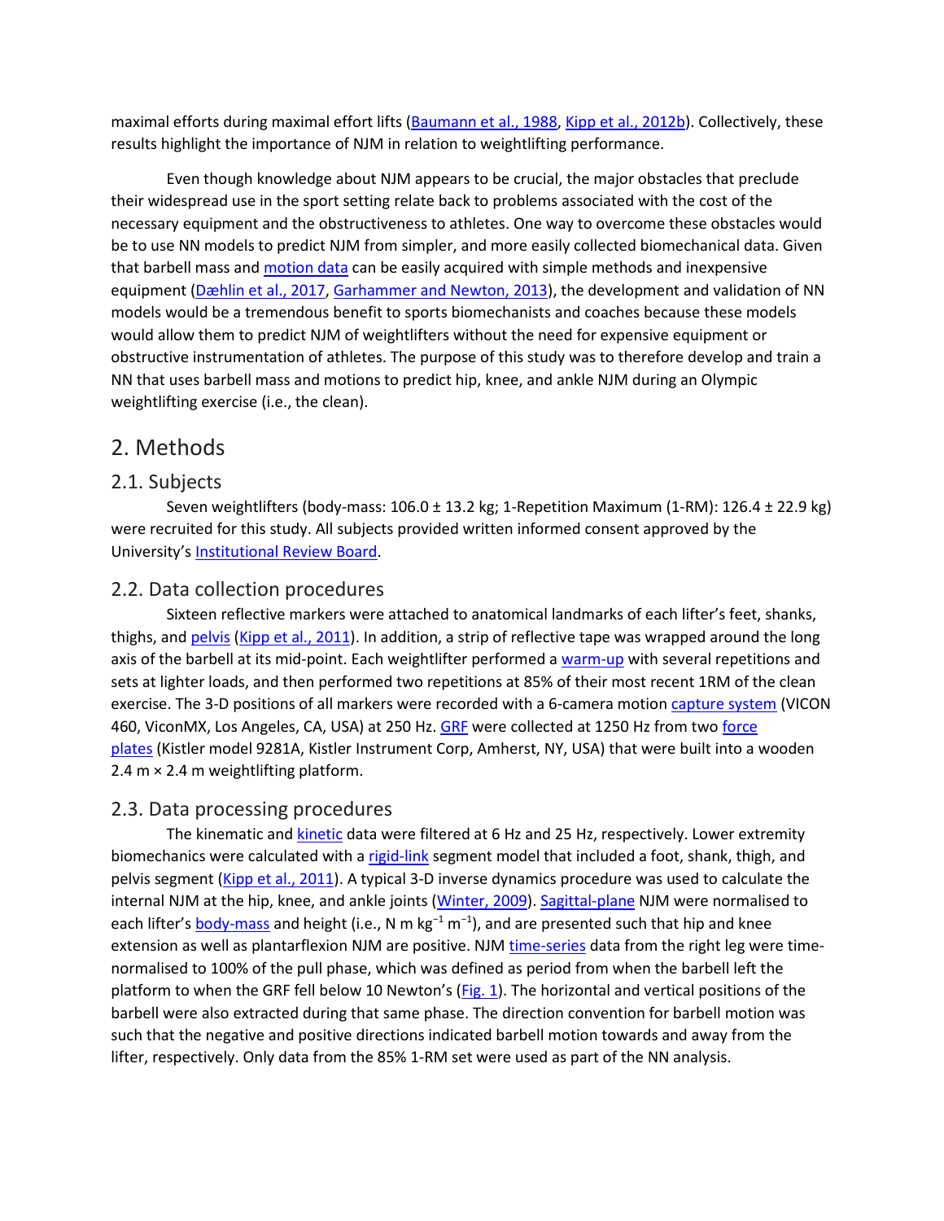maximal efforts during maximal effort lifts (Baumann et al., 1988, Kipp et al., 2012b). Collectively, these results highlight the importance of NJM in relation to weightlifting performance.

Even though knowledge about NJM appears to be crucial, the major obstacles that preclude their widespread use in the sport setting relate back to problems associated with the cost of the necessary equipment and the obstructiveness to athletes. One way to overcome these obstacles would be to use NN models to predict NJM from simpler, and more easily collected biomechanical data. Given that barbell mass and motion data can be easily acquired with simple methods and inexpensive equipment (Dæhlin et al., 2017, Garhammer and Newton, 2013), the development and validation of NN models would be a tremendous benefit to sports biomechanists and coaches because these models would allow them to predict NJM of weightlifters without the need for expensive equipment or obstructive instrumentation of athletes. The purpose of this study was to therefore develop and train a NN that uses barbell mass and motions to predict hip, knee, and ankle NJM during an Olympic weightlifting exercise (i.e., the clean).

## 2. Methods

### 2.1. Subjects

Seven weightlifters (body-mass: 106.0 ± 13.2 kg; 1-Repetition Maximum (1-RM): 126.4 ± 22.9 kg) were recruited for this study. All subjects provided written informed consent approved by the University's Institutional Review Board.

### 2.2. Data collection procedures

Sixteen reflective markers were attached to anatomical landmarks of each lifter's feet, shanks, thighs, and pelvis (Kipp et al., 2011). In addition, a strip of reflective tape was wrapped around the long axis of the barbell at its mid-point. Each weightlifter performed a warm-up with several repetitions and sets at lighter loads, and then performed two repetitions at 85% of their most recent 1RM of the clean exercise. The 3-D positions of all markers were recorded with a 6-camera motion capture system (VICON 460, ViconMX, Los Angeles, CA, USA) at 250 Hz. GRF were collected at 1250 Hz from two force plates (Kistler model 9281A, Kistler Instrument Corp, Amherst, NY, USA) that were built into a wooden 2.4 m × 2.4 m weightlifting platform.

### 2.3. Data processing procedures

The kinematic and kinetic data were filtered at 6 Hz and 25 Hz, respectively. Lower extremity biomechanics were calculated with a rigid-link segment model that included a foot, shank, thigh, and pelvis segment (Kipp et al., 2011). A typical 3-D inverse dynamics procedure was used to calculate the internal NJM at the hip, knee, and ankle joints (Winter, 2009). Sagittal-plane NJM were normalised to each lifter's body-mass and height (i.e., N m $kg^{-1}$ $m^{-1}$), and are presented such that hip and knee extension as well as plantarflexion NJM are positive. NJM time-series data from the right leg were time-normalised to 100% of the pull phase, which was defined as period from when the barbell left the platform to when the GRF fell below 10 Newton's (Fig. 1). The horizontal and vertical positions of the barbell were also extracted during that same phase. The direction convention for barbell motion was such that the negative and positive directions indicated barbell motion towards and away from the lifter, respectively. Only data from the 85% 1-RM set were used as part of the NN analysis.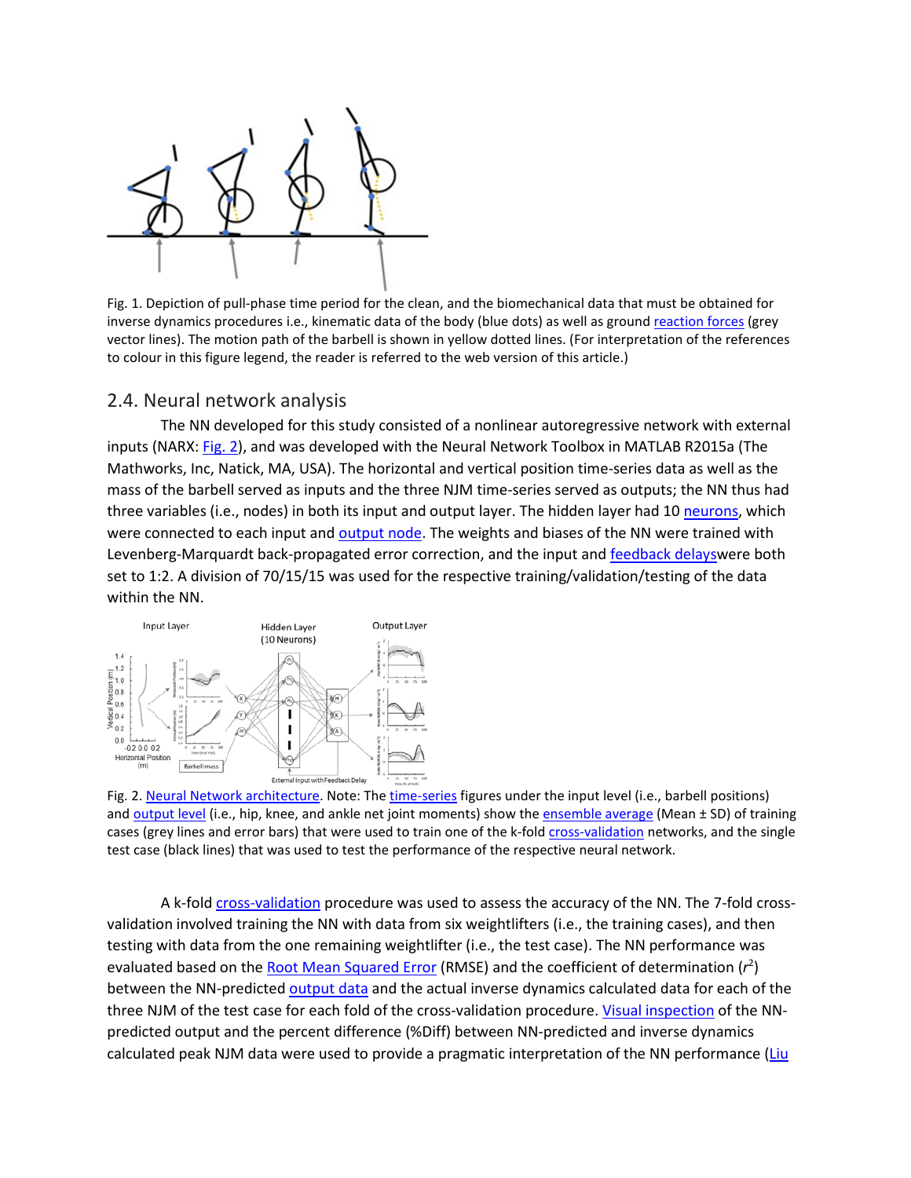Fig. 1. Depiction of pull-phase time period for the clean, and the biomechanical data that must be obtained for inverse dynamics procedures i.e., kinematic data of the body (blue dots) as well as ground reaction forces (grey vector lines). The motion path of the barbell is shown in yellow dotted lines. (For interpretation of the references to colour in this figure legend, the reader is referred to the web version of this article.)

## 2.4. Neural network analysis

The NN developed for this study consisted of a nonlinear autoregressive network with external inputs (NARX: Fig. 2), and was developed with the Neural Network Toolbox in MATLAB R2015a (The Mathworks, Inc, Natick, MA, USA). The horizontal and vertical position time-series data as well as the mass of the barbell served as inputs and the three NJM time-series served as outputs; the NN thus had three variables (i.e., nodes) in both its input and output layer. The hidden layer had 10 neurons, which were connected to each input and output node. The weights and biases of the NN were trained with Levenberg-Marquardt back-propagated error correction, and the input and feedback delayswere both set to 1:2. A division of 70/15/15 was used for the respective training/validation/testing of the data within the NN.

Fig. 2. Neural Network architecture. Note: The time-series figures under the input level (i.e., barbell positions) and output level (i.e., hip, knee, and ankle net joint moments) show the ensemble average (Mean ± SD) of training cases (grey lines and error bars) that were used to train one of the k-fold cross-validation networks, and the single test case (black lines) that was used to test the performance of the respective neural network.

A k-fold cross-validation procedure was used to assess the accuracy of the NN. The 7-fold cross-validation involved training the NN with data from six weightlifters (i.e., the training cases), and then testing with data from the one remaining weightlifter (i.e., the test case). The NN performance was evaluated based on the Root Mean Squared Error (RMSE) and the coefficient of determination ($r^2$) between the NN-predicted output data and the actual inverse dynamics calculated data for each of the three NJM of the test case for each fold of the cross-validation procedure. Visual inspection of the NN-predicted output and the percent difference (%Diff) between NN-predicted and inverse dynamics calculated peak NJM data were used to provide a pragmatic interpretation of the NN performance (Liu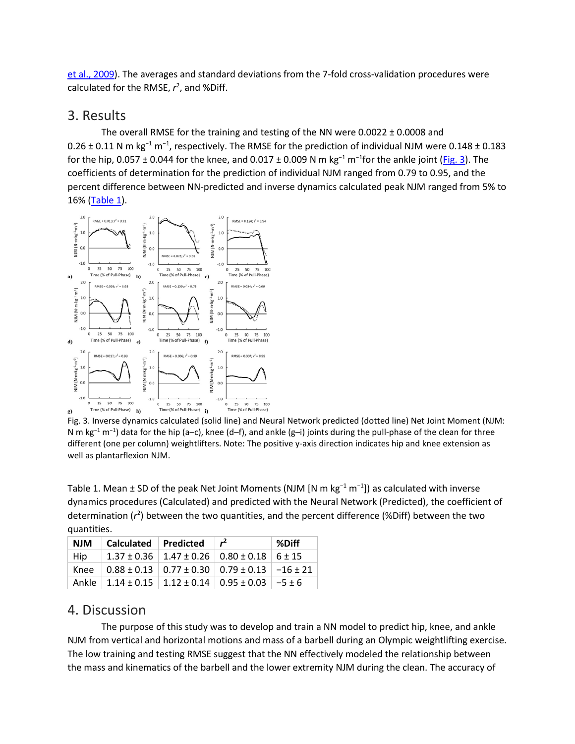et al., 2009). The averages and standard deviations from the 7-fold cross-validation procedures were calculated for the RMSE, $r^2$, and %Diff.

## 3. Results

The overall RMSE for the training and testing of the NN were 0.0022 ± 0.0008 and 0.26 ± 0.11 N m $kg^{-1}$ $m^{-1}$, respectively. The RMSE for the prediction of individual NJM were 0.148 ± 0.183 for the hip, 0.057 ± 0.044 for the knee, and 0.017 ± 0.009 N m $kg^{-1}$ $m^{-1}$for the ankle joint (Fig. 3). The coefficients of determination for the prediction of individual NJM ranged from 0.79 to 0.95, and the percent difference between NN-predicted and inverse dynamics calculated peak NJM ranged from 5% to 16% (Table 1).

Fig. 3. Inverse dynamics calculated (solid line) and Neural Network predicted (dotted line) Net Joint Moment (NJM: N m $kg^{-1}$ $m^{-1}$) data for the hip (a–c), knee (d–f), and ankle (g–i) joints during the pull-phase of the clean for three different (one per column) weightlifters. Note: The positive y-axis direction indicates hip and knee extension as well as plantarflexion NJM.

Table 1. Mean ± SD of the peak Net Joint Moments (NJM [N m $kg^{-1}$ $m^{-1}$]) as calculated with inverse dynamics procedures (Calculated) and predicted with the Neural Network (Predicted), the coefficient of determination ($r^2$) between the two quantities, and the percent difference (%Diff) between the two quantities.

| NJM | Calculated | Predicted | $r^2$ | %Diff |
|---|---|---|---|---|
| Hip | 1.37 ± 0.36 | 1.47 ± 0.26 | 0.80 ± 0.18 | 6 ± 15 |
| Knee | 0.88 ± 0.13 | 0.77 ± 0.30 | 0.79 ± 0.13 | −16 ± 21 |
| Ankle | 1.14 ± 0.15 | 1.12 ± 0.14 | 0.95 ± 0.03 | −5 ± 6 |

## 4. Discussion

The purpose of this study was to develop and train a NN model to predict hip, knee, and ankle NJM from vertical and horizontal motions and mass of a barbell during an Olympic weightlifting exercise. The low training and testing RMSE suggest that the NN effectively modeled the relationship between the mass and kinematics of the barbell and the lower extremity NJM during the clean. The accuracy of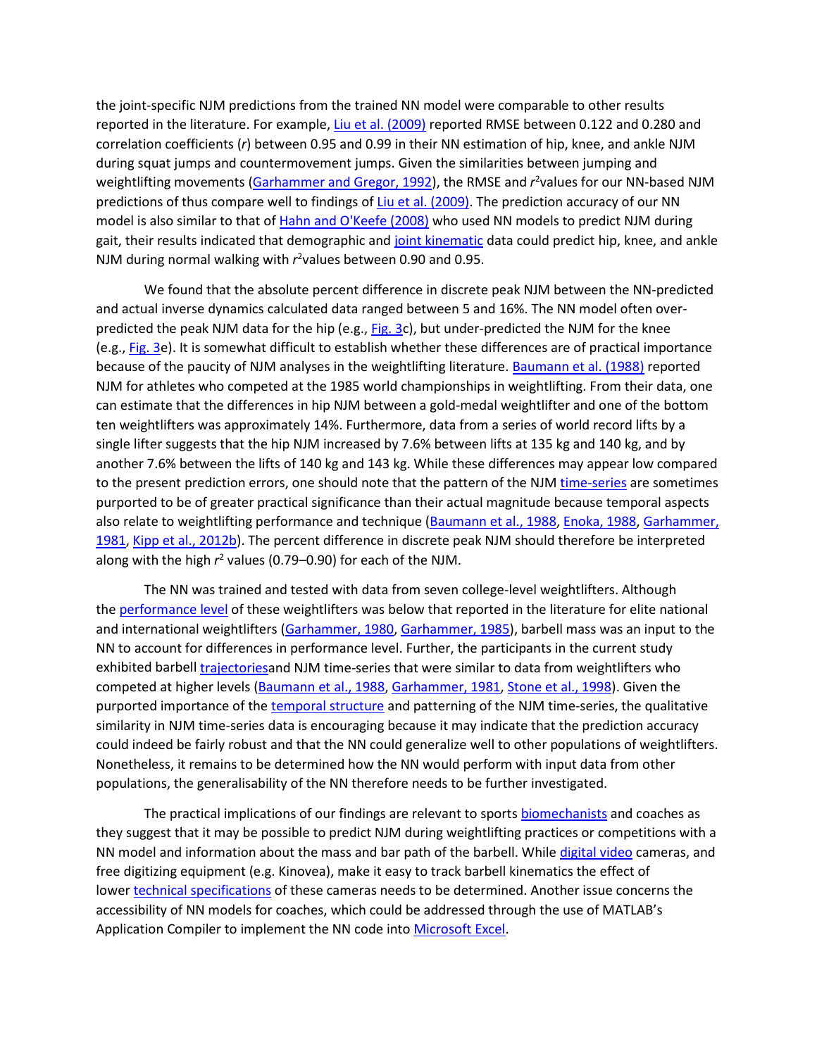the joint-specific NJM predictions from the trained NN model were comparable to other results reported in the literature. For example, Liu et al. (2009) reported RMSE between 0.122 and 0.280 and correlation coefficients ($r$) between 0.95 and 0.99 in their NN estimation of hip, knee, and ankle NJM during squat jumps and countermovement jumps. Given the similarities between jumping and weightlifting movements (Garhammer and Gregor, 1992), the RMSE and $r^2$values for our NN-based NJM predictions of thus compare well to findings of Liu et al. (2009). The prediction accuracy of our NN model is also similar to that of Hahn and O'Keefe (2008) who used NN models to predict NJM during gait, their results indicated that demographic and joint kinematic data could predict hip, knee, and ankle NJM during normal walking with $r^2$values between 0.90 and 0.95.

We found that the absolute percent difference in discrete peak NJM between the NN-predicted and actual inverse dynamics calculated data ranged between 5 and 16%. The NN model often over-predicted the peak NJM data for the hip (e.g., Fig. 3c), but under-predicted the NJM for the knee (e.g., Fig. 3e). It is somewhat difficult to establish whether these differences are of practical importance because of the paucity of NJM analyses in the weightlifting literature. Baumann et al. (1988) reported NJM for athletes who competed at the 1985 world championships in weightlifting. From their data, one can estimate that the differences in hip NJM between a gold-medal weightlifter and one of the bottom ten weightlifters was approximately 14%. Furthermore, data from a series of world record lifts by a single lifter suggests that the hip NJM increased by 7.6% between lifts at 135 kg and 140 kg, and by another 7.6% between the lifts of 140 kg and 143 kg. While these differences may appear low compared to the present prediction errors, one should note that the pattern of the NJM time-series are sometimes purported to be of greater practical significance than their actual magnitude because temporal aspects also relate to weightlifting performance and technique (Baumann et al., 1988, Enoka, 1988, Garhammer, 1981, Kipp et al., 2012b). The percent difference in discrete peak NJM should therefore be interpreted along with the high $r^2$ values (0.79–0.90) for each of the NJM.

The NN was trained and tested with data from seven college-level weightlifters. Although the performance level of these weightlifters was below that reported in the literature for elite national and international weightlifters (Garhammer, 1980, Garhammer, 1985), barbell mass was an input to the NN to account for differences in performance level. Further, the participants in the current study exhibited barbell trajectoriesand NJM time-series that were similar to data from weightlifters who competed at higher levels (Baumann et al., 1988, Garhammer, 1981, Stone et al., 1998). Given the purported importance of the temporal structure and patterning of the NJM time-series, the qualitative similarity in NJM time-series data is encouraging because it may indicate that the prediction accuracy could indeed be fairly robust and that the NN could generalize well to other populations of weightlifters. Nonetheless, it remains to be determined how the NN would perform with input data from other populations, the generalisability of the NN therefore needs to be further investigated.

The practical implications of our findings are relevant to sports biomechanists and coaches as they suggest that it may be possible to predict NJM during weightlifting practices or competitions with a NN model and information about the mass and bar path of the barbell. While digital video cameras, and free digitizing equipment (e.g. Kinovea), make it easy to track barbell kinematics the effect of lower technical specifications of these cameras needs to be determined. Another issue concerns the accessibility of NN models for coaches, which could be addressed through the use of MATLAB's Application Compiler to implement the NN code into Microsoft Excel.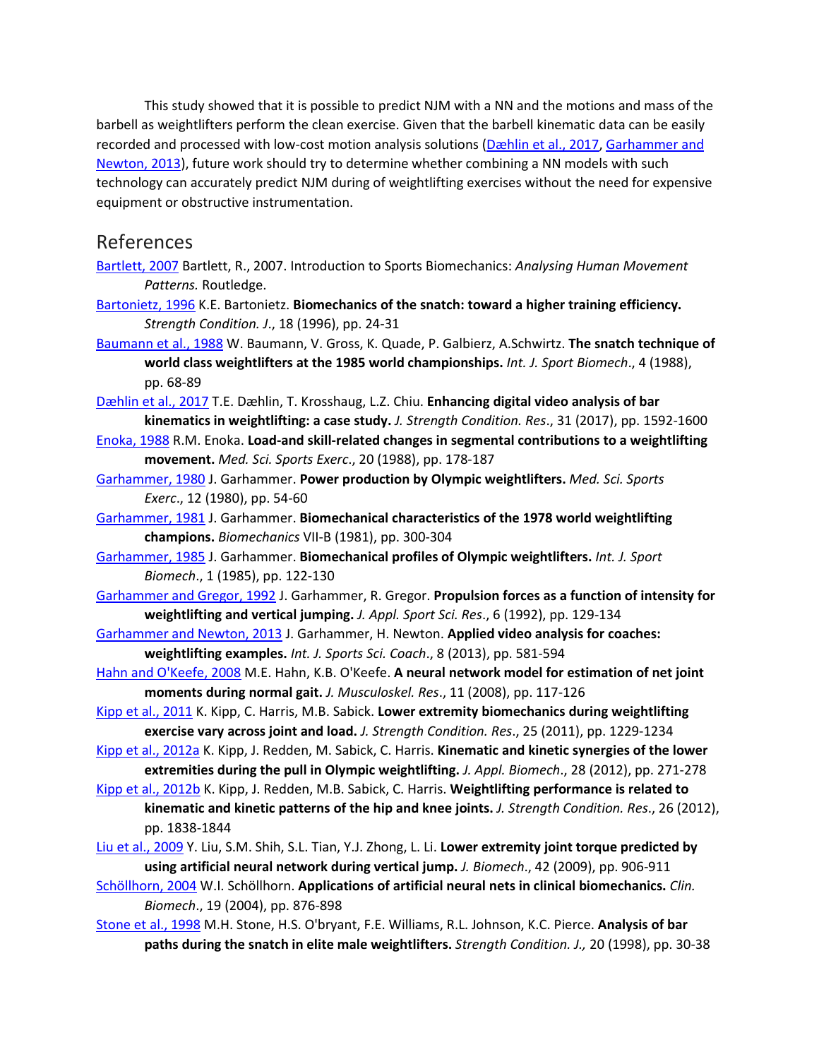This study showed that it is possible to predict NJM with a NN and the motions and mass of the barbell as weightlifters perform the clean exercise. Given that the barbell kinematic data can be easily recorded and processed with low-cost motion analysis solutions (Dæhlin et al., 2017, Garhammer and Newton, 2013), future work should try to determine whether combining a NN models with such technology can accurately predict NJM during of weightlifting exercises without the need for expensive equipment or obstructive instrumentation.

## References

Bartlett, 2007 Bartlett, R., 2007. Introduction to Sports Biomechanics: *Analysing Human Movement Patterns.* Routledge.

Bartonietz, 1996 K.E. Bartonietz. **Biomechanics of the snatch: toward a higher training efficiency.** *Strength Condition. J.*, 18 (1996), pp. 24-31

Baumann et al., 1988 W. Baumann, V. Gross, K. Quade, P. Galbierz, A.Schwirtz. **The snatch technique of world class weightlifters at the 1985 world championships.** *Int. J. Sport Biomech*., 4 (1988), pp. 68-89

Dæhlin et al., 2017 T.E. Dæhlin, T. Krosshaug, L.Z. Chiu. **Enhancing digital video analysis of bar kinematics in weightlifting: a case study.** *J. Strength Condition. Res*., 31 (2017), pp. 1592-1600

Enoka, 1988 R.M. Enoka. **Load-and skill-related changes in segmental contributions to a weightlifting movement.** *Med. Sci. Sports Exerc*., 20 (1988), pp. 178-187

Garhammer, 1980 J. Garhammer. **Power production by Olympic weightlifters.** *Med. Sci. Sports Exerc*., 12 (1980), pp. 54-60

Garhammer, 1981 J. Garhammer. **Biomechanical characteristics of the 1978 world weightlifting champions.** *Biomechanics* VII-B (1981), pp. 300-304

Garhammer, 1985 J. Garhammer. **Biomechanical profiles of Olympic weightlifters.** *Int. J. Sport Biomech*., 1 (1985), pp. 122-130

Garhammer and Gregor, 1992 J. Garhammer, R. Gregor. **Propulsion forces as a function of intensity for weightlifting and vertical jumping.** *J. Appl. Sport Sci. Res*., 6 (1992), pp. 129-134

Garhammer and Newton, 2013 J. Garhammer, H. Newton. **Applied video analysis for coaches: weightlifting examples.** *Int. J. Sports Sci. Coach*., 8 (2013), pp. 581-594

Hahn and O'Keefe, 2008 M.E. Hahn, K.B. O'Keefe. **A neural network model for estimation of net joint moments during normal gait.** *J. Musculoskel. Res*., 11 (2008), pp. 117-126

Kipp et al., 2011 K. Kipp, C. Harris, M.B. Sabick. **Lower extremity biomechanics during weightlifting exercise vary across joint and load.** *J. Strength Condition. Res*., 25 (2011), pp. 1229-1234

Kipp et al., 2012a K. Kipp, J. Redden, M. Sabick, C. Harris. **Kinematic and kinetic synergies of the lower extremities during the pull in Olympic weightlifting.** *J. Appl. Biomech*., 28 (2012), pp. 271-278

Kipp et al., 2012b K. Kipp, J. Redden, M.B. Sabick, C. Harris. **Weightlifting performance is related to kinematic and kinetic patterns of the hip and knee joints.** *J. Strength Condition. Res*., 26 (2012), pp. 1838-1844

Liu et al., 2009 Y. Liu, S.M. Shih, S.L. Tian, Y.J. Zhong, L. Li. **Lower extremity joint torque predicted by using artificial neural network during vertical jump.** *J. Biomech*., 42 (2009), pp. 906-911

Schöllhorn, 2004 W.I. Schöllhorn. **Applications of artificial neural nets in clinical biomechanics.** *Clin. Biomech*., 19 (2004), pp. 876-898

Stone et al., 1998 M.H. Stone, H.S. O'bryant, F.E. Williams, R.L. Johnson, K.C. Pierce. **Analysis of bar paths during the snatch in elite male weightlifters.** *Strength Condition. J.,* 20 (1998), pp. 30-38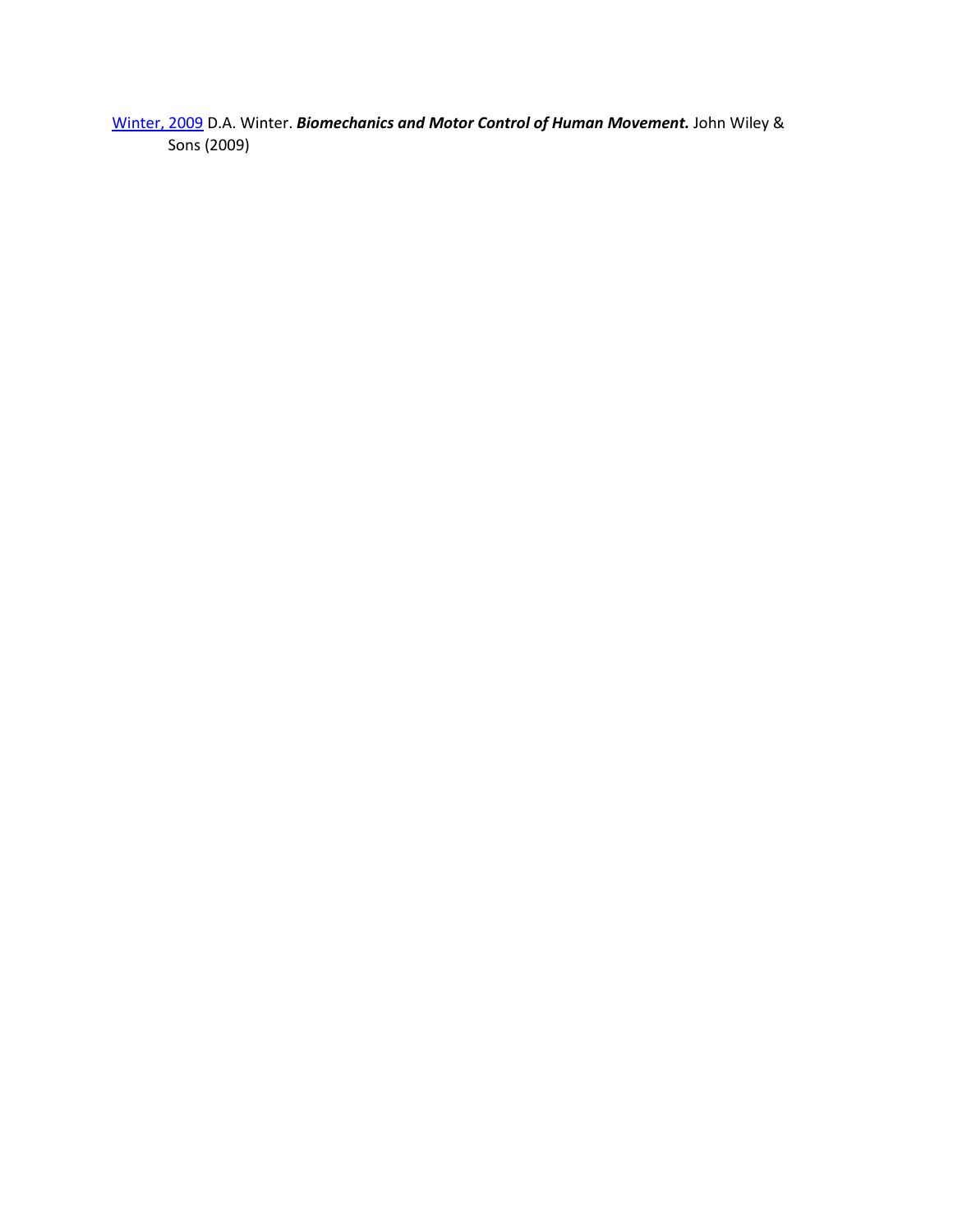[Winter, 2009] D.A. Winter. ***Biomechanics and Motor Control of Human Movement.*** John Wiley & Sons (2009)